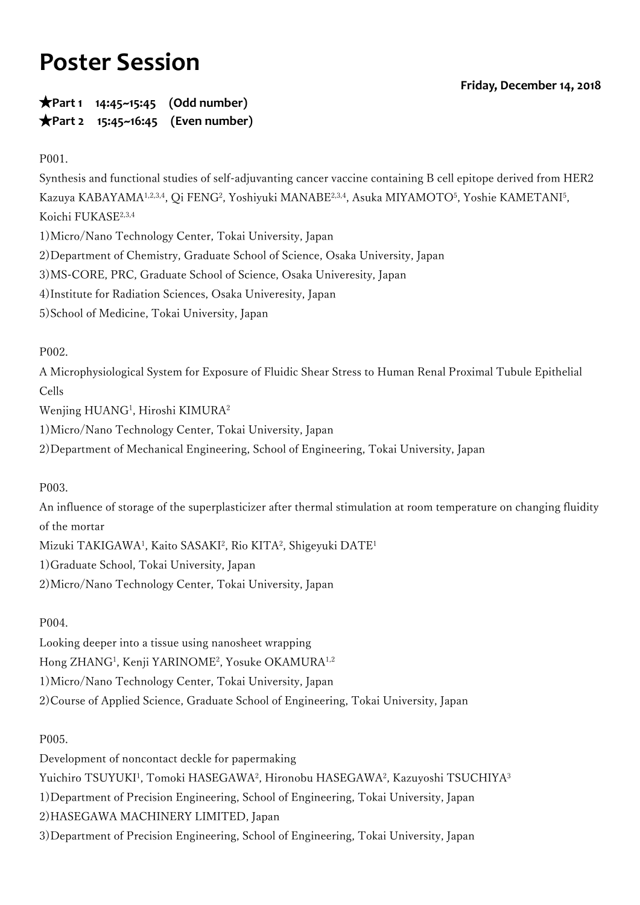# Poster Session

**Friday, December 14, 2018**

**★Part 1 14:45~15:45 (Odd number)**
**★Part 2 15:45~16:45 (Even number)**

P001.
Synthesis and functional studies of self-adjuvanting cancer vaccine containing B cell epitope derived from HER2
Kazuya KABAYAMA[1,2,3,4], Qi FENG[2], Yoshiyuki MANABE[2,3,4], Asuka MIYAMOTO[5], Yoshie KAMETANI[5], Koichi FUKASE[2,3,4]
1)Micro/Nano Technology Center, Tokai University, Japan
2)Department of Chemistry, Graduate School of Science, Osaka University, Japan
3)MS-CORE, PRC, Graduate School of Science, Osaka Univeresity, Japan
4)Institute for Radiation Sciences, Osaka Univeresity, Japan
5)School of Medicine, Tokai University, Japan

P002.
A Microphysiological System for Exposure of Fluidic Shear Stress to Human Renal Proximal Tubule Epithelial Cells
Wenjing HUANG[1], Hiroshi KIMURA[2]
1)Micro/Nano Technology Center, Tokai University, Japan
2)Department of Mechanical Engineering, School of Engineering, Tokai University, Japan

P003.
An influence of storage of the superplasticizer after thermal stimulation at room temperature on changing fluidity of the mortar
Mizuki TAKIGAWA[1], Kaito SASAKI[2], Rio KITA[2], Shigeyuki DATE[1]
1)Graduate School, Tokai University, Japan
2)Micro/Nano Technology Center, Tokai University, Japan

P004.
Looking deeper into a tissue using nanosheet wrapping
Hong ZHANG[1], Kenji YARINOME[2], Yosuke OKAMURA[1,2]
1)Micro/Nano Technology Center, Tokai University, Japan
2)Course of Applied Science, Graduate School of Engineering, Tokai University, Japan

P005.
Development of noncontact deckle for papermaking
Yuichiro TSUYUKI[1], Tomoki HASEGAWA[2], Hironobu HASEGAWA[2], Kazuyoshi TSUCHIYA[3]
1)Department of Precision Engineering, School of Engineering, Tokai University, Japan
2)HASEGAWA MACHINERY LIMITED, Japan
3)Department of Precision Engineering, School of Engineering, Tokai University, Japan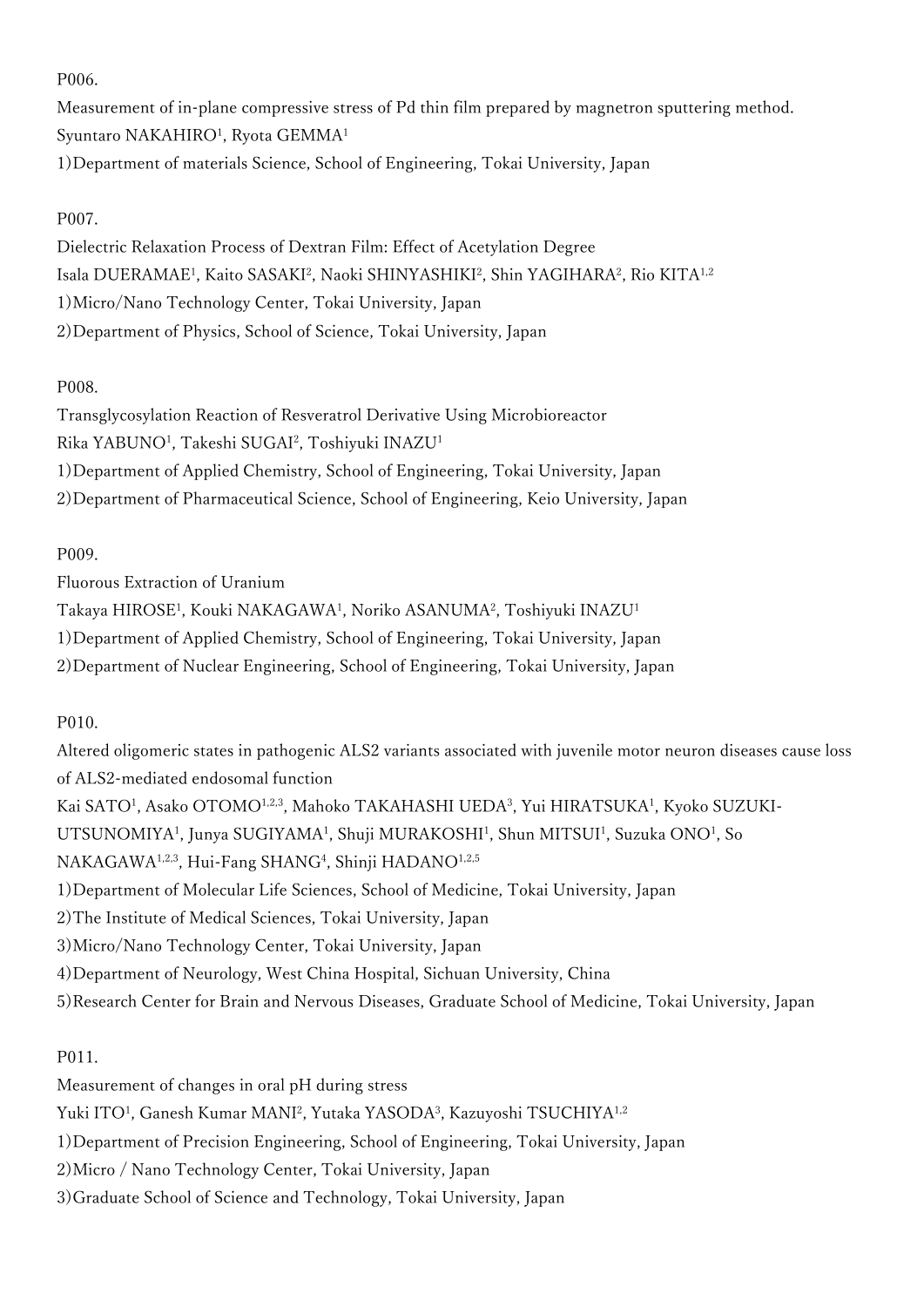P006.

Measurement of in-plane compressive stress of Pd thin film prepared by magnetron sputtering method.

Syuntaro NAKAHIRO[1], Ryota GEMMA[1]

1)Department of materials Science, School of Engineering, Tokai University, Japan

P007.

Dielectric Relaxation Process of Dextran Film: Effect of Acetylation Degree

Isala DUERAMAE[1], Kaito SASAKI[2], Naoki SHINYASHIKI[2], Shin YAGIHARA[2], Rio KITA[1,2]

1)Micro/Nano Technology Center, Tokai University, Japan

2)Department of Physics, School of Science, Tokai University, Japan

P008.

Transglycosylation Reaction of Resveratrol Derivative Using Microbioreactor

Rika YABUNO[1], Takeshi SUGAI[2], Toshiyuki INAZU[1]

1)Department of Applied Chemistry, School of Engineering, Tokai University, Japan

2)Department of Pharmaceutical Science, School of Engineering, Keio University, Japan

P009.

Fluorous Extraction of Uranium

Takaya HIROSE[1], Kouki NAKAGAWA[1], Noriko ASANUMA[2], Toshiyuki INAZU[1]

1)Department of Applied Chemistry, School of Engineering, Tokai University, Japan

2)Department of Nuclear Engineering, School of Engineering, Tokai University, Japan

P010.

Altered oligomeric states in pathogenic ALS2 variants associated with juvenile motor neuron diseases cause loss of ALS2-mediated endosomal function

Kai SATO[1], Asako OTOMO[1,2,3], Mahoko TAKAHASHI UEDA[3], Yui HIRATSUKA[1], Kyoko SUZUKI-UTSUNOMIYA[1], Junya SUGIYAMA[1], Shuji MURAKOSHI[1], Shun MITSUI[1], Suzuka ONO[1], So NAKAGAWA[1,2,3], Hui-Fang SHANG[4], Shinji HADANO[1,2,5]

1)Department of Molecular Life Sciences, School of Medicine, Tokai University, Japan

2)The Institute of Medical Sciences, Tokai University, Japan

3)Micro/Nano Technology Center, Tokai University, Japan

4)Department of Neurology, West China Hospital, Sichuan University, China

5)Research Center for Brain and Nervous Diseases, Graduate School of Medicine, Tokai University, Japan

P011.

Measurement of changes in oral pH during stress

Yuki ITO[1], Ganesh Kumar MANI[2], Yutaka YASODA[3], Kazuyoshi TSUCHIYA[1,2]

1)Department of Precision Engineering, School of Engineering, Tokai University, Japan

2)Micro / Nano Technology Center, Tokai University, Japan

3)Graduate School of Science and Technology, Tokai University, Japan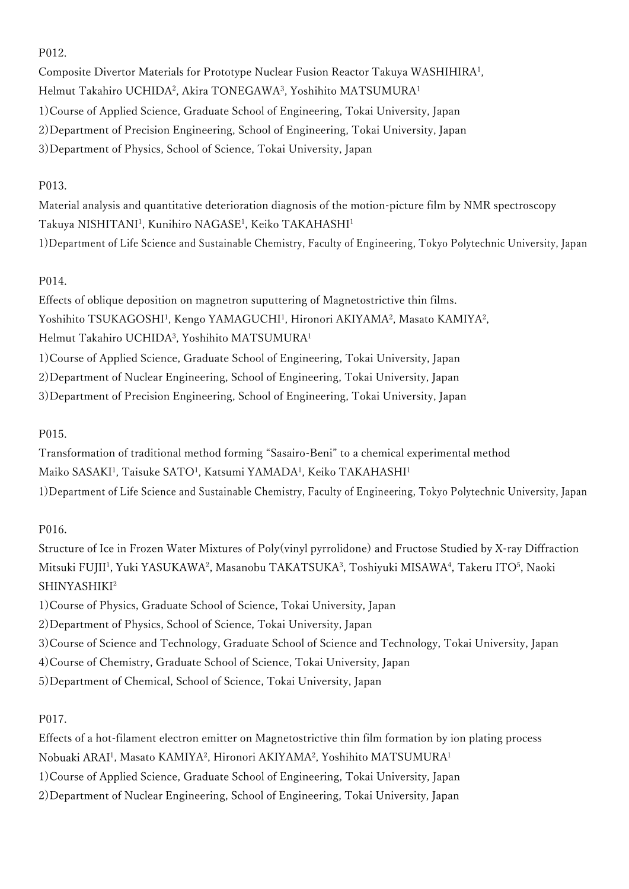P012.

Composite Divertor Materials for Prototype Nuclear Fusion Reactor Takuya WASHIHIRA[1], Helmut Takahiro UCHIDA[2], Akira TONEGAWA[3], Yoshihito MATSUMURA[1]

1)Course of Applied Science, Graduate School of Engineering, Tokai University, Japan
2)Department of Precision Engineering, School of Engineering, Tokai University, Japan
3)Department of Physics, School of Science, Tokai University, Japan

P013.

Material analysis and quantitative deterioration diagnosis of the motion-picture film by NMR spectroscopy
Takuya NISHITANI[1], Kunihiro NAGASE[1], Keiko TAKAHASHI[1]

1)Department of Life Science and Sustainable Chemistry, Faculty of Engineering, Tokyo Polytechnic University, Japan

P014.

Effects of oblique deposition on magnetron suputtering of Magnetostrictive thin films.
Yoshihito TSUKAGOSHI[1], Kengo YAMAGUCHI[1], Hironori AKIYAMA[2], Masato KAMIYA[2], Helmut Takahiro UCHIDA[3], Yoshihito MATSUMURA[1]

1)Course of Applied Science, Graduate School of Engineering, Tokai University, Japan
2)Department of Nuclear Engineering, School of Engineering, Tokai University, Japan
3)Department of Precision Engineering, School of Engineering, Tokai University, Japan

P015.

Transformation of traditional method forming "Sasairo-Beni" to a chemical experimental method
Maiko SASAKI[1], Taisuke SATO[1], Katsumi YAMADA[1], Keiko TAKAHASHI[1]

1)Department of Life Science and Sustainable Chemistry, Faculty of Engineering, Tokyo Polytechnic University, Japan

P016.

Structure of Ice in Frozen Water Mixtures of Poly(vinyl pyrrolidone) and Fructose Studied by X-ray Diffraction
Mitsuki FUJII[1], Yuki YASUKAWA[2], Masanobu TAKATSUKA[3], Toshiyuki MISAWA[4], Takeru ITO[5], Naoki SHINYASHIKI[2]

1)Course of Physics, Graduate School of Science, Tokai University, Japan
2)Department of Physics, School of Science, Tokai University, Japan
3)Course of Science and Technology, Graduate School of Science and Technology, Tokai University, Japan
4)Course of Chemistry, Graduate School of Science, Tokai University, Japan
5)Department of Chemical, School of Science, Tokai University, Japan

P017.

Effects of a hot-filament electron emitter on Magnetostrictive thin film formation by ion plating process
Nobuaki ARAI[1], Masato KAMIYA[2], Hironori AKIYAMA[2], Yoshihito MATSUMURA[1]

1)Course of Applied Science, Graduate School of Engineering, Tokai University, Japan
2)Department of Nuclear Engineering, School of Engineering, Tokai University, Japan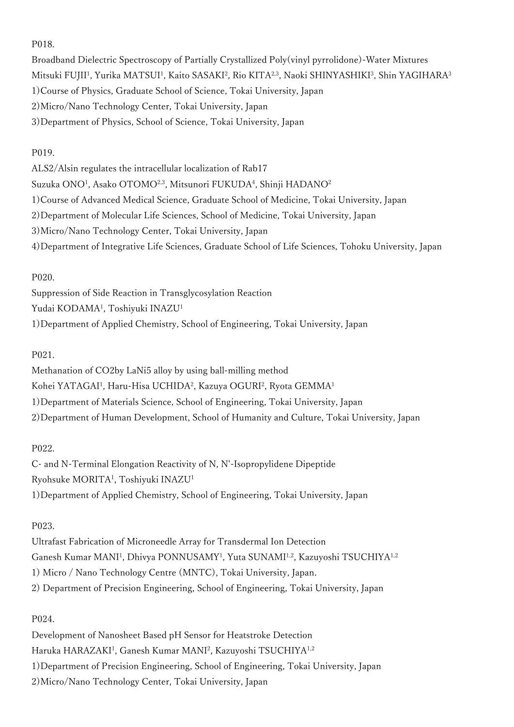P018.

Broadband Dielectric Spectroscopy of Partially Crystallized Poly(vinyl pyrrolidone)-Water Mixtures

Mitsuki FUJII[1], Yurika MATSUI[1], Kaito SASAKI[2], Rio KITA[2,3], Naoki SHINYASHIKI[3], Shin YAGIHARA[3]

1)Course of Physics, Graduate School of Science, Tokai University, Japan

2)Micro/Nano Technology Center, Tokai University, Japan

3)Department of Physics, School of Science, Tokai University, Japan

P019.

ALS2/Alsin regulates the intracellular localization of Rab17

Suzuka ONO[1], Asako OTOMO[2,3], Mitsunori FUKUDA[4], Shinji HADANO[2]

1)Course of Advanced Medical Science, Graduate School of Medicine, Tokai University, Japan

2)Department of Molecular Life Sciences, School of Medicine, Tokai University, Japan

3)Micro/Nano Technology Center, Tokai University, Japan

4)Department of Integrative Life Sciences, Graduate School of Life Sciences, Tohoku University, Japan

P020.

Suppression of Side Reaction in Transglycosylation Reaction

Yudai KODAMA[1], Toshiyuki INAZU[1]

1)Department of Applied Chemistry, School of Engineering, Tokai University, Japan

P021.

Methanation of $CO_2$by $LaNi_5$ alloy by using ball-milling method

Kohei YATAGAI[1], Haru-Hisa UCHIDA[2], Kazuya OGURI[2], Ryota GEMMA[1]

1)Department of Materials Science, School of Engineering, Tokai University, Japan

2)Department of Human Development, School of Humanity and Culture, Tokai University, Japan

P022.

C- and N-Terminal Elongation Reactivity of N, N'-Isopropylidene Dipeptide

Ryohsuke MORITA[1], Toshiyuki INAZU[1]

1)Department of Applied Chemistry, School of Engineering, Tokai University, Japan

P023.

Ultrafast Fabrication of Microneedle Array for Transdermal Ion Detection

Ganesh Kumar MANI[1], Dhivya PONNUSAMY[1], Yuta SUNAMI[1,2], Kazuyoshi TSUCHIYA[1,2]

1) Micro / Nano Technology Centre (MNTC), Tokai University, Japan.

2) Department of Precision Engineering, School of Engineering, Tokai University, Japan

P024.

Development of Nanosheet Based pH Sensor for Heatstroke Detection

Haruka HARAZAKI[1], Ganesh Kumar MANI[2], Kazuyoshi TSUCHIYA[1,2]

1)Department of Precision Engineering, School of Engineering, Tokai University, Japan

2)Micro/Nano Technology Center, Tokai University, Japan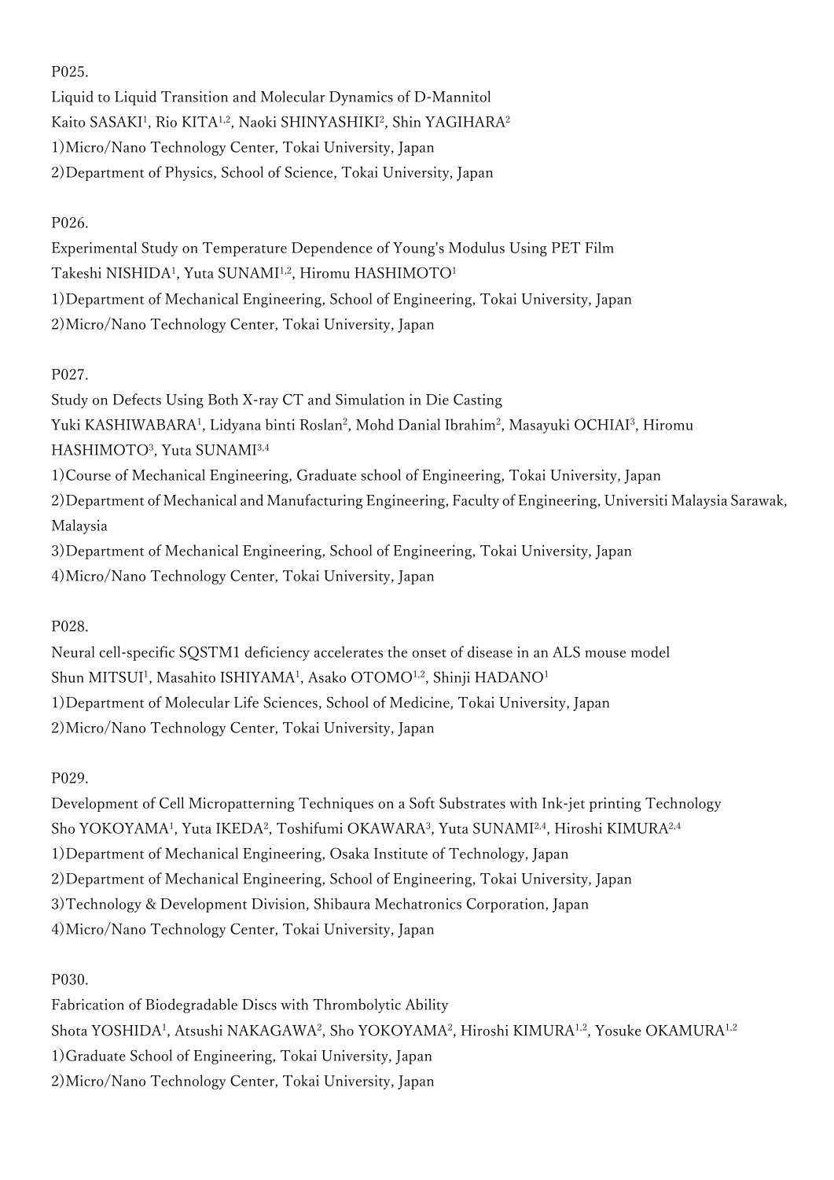P025.

Liquid to Liquid Transition and Molecular Dynamics of D-Mannitol

Kaito SASAKI[1], Rio KITA[1,2], Naoki SHINYASHIKI[2], Shin YAGIHARA[2]

1)Micro/Nano Technology Center, Tokai University, Japan

2)Department of Physics, School of Science, Tokai University, Japan

P026.

Experimental Study on Temperature Dependence of Young's Modulus Using PET Film

Takeshi NISHIDA[1], Yuta SUNAMI[1,2], Hiromu HASHIMOTO[1]

1)Department of Mechanical Engineering, School of Engineering, Tokai University, Japan

2)Micro/Nano Technology Center, Tokai University, Japan

P027.

Study on Defects Using Both X-ray CT and Simulation in Die Casting

Yuki KASHIWABARA[1], Lidyana binti Roslan[2], Mohd Danial Ibrahim[2], Masayuki OCHIAI[3], Hiromu HASHIMOTO[3], Yuta SUNAMI[3,4]

1)Course of Mechanical Engineering, Graduate school of Engineering, Tokai University, Japan

2)Department of Mechanical and Manufacturing Engineering, Faculty of Engineering, Universiti Malaysia Sarawak, Malaysia

3)Department of Mechanical Engineering, School of Engineering, Tokai University, Japan

4)Micro/Nano Technology Center, Tokai University, Japan

P028.

Neural cell-specific SQSTM1 deficiency accelerates the onset of disease in an ALS mouse model

Shun MITSUI[1], Masahito ISHIYAMA[1], Asako OTOMO[1,2], Shinji HADANO[1]

1)Department of Molecular Life Sciences, School of Medicine, Tokai University, Japan

2)Micro/Nano Technology Center, Tokai University, Japan

P029.

Development of Cell Micropatterning Techniques on a Soft Substrates with Ink-jet printing Technology

Sho YOKOYAMA[1], Yuta IKEDA[2], Toshifumi OKAWARA[3], Yuta SUNAMI[2,4], Hiroshi KIMURA[2,4]

1)Department of Mechanical Engineering, Osaka Institute of Technology, Japan

2)Department of Mechanical Engineering, School of Engineering, Tokai University, Japan

3)Technology & Development Division, Shibaura Mechatronics Corporation, Japan

4)Micro/Nano Technology Center, Tokai University, Japan

P030.

Fabrication of Biodegradable Discs with Thrombolytic Ability

Shota YOSHIDA[1], Atsushi NAKAGAWA[2], Sho YOKOYAMA[2], Hiroshi KIMURA[1,2], Yosuke OKAMURA[1,2]

1)Graduate School of Engineering, Tokai University, Japan

2)Micro/Nano Technology Center, Tokai University, Japan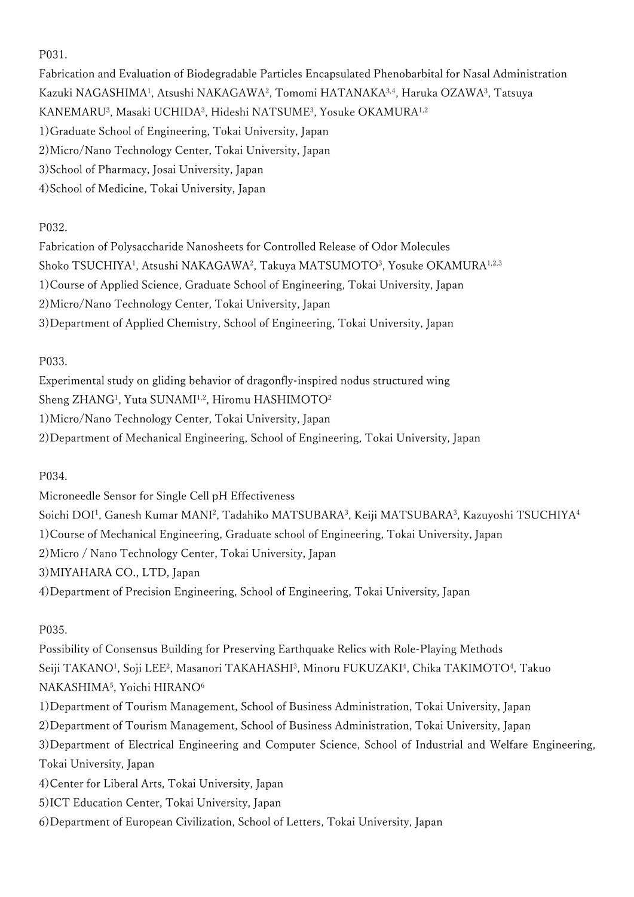P031.

Fabrication and Evaluation of Biodegradable Particles Encapsulated Phenobarbital for Nasal Administration

Kazuki NAGASHIMA[1], Atsushi NAKAGAWA[2], Tomomi HATANAKA[3,4], Haruka OZAWA[3], Tatsuya KANEMARU[3], Masaki UCHIDA[3], Hideshi NATSUME[3], Yosuke OKAMURA[1,2]

1)Graduate School of Engineering, Tokai University, Japan

2)Micro/Nano Technology Center, Tokai University, Japan

3)School of Pharmacy, Josai University, Japan

4)School of Medicine, Tokai University, Japan

P032.

Fabrication of Polysaccharide Nanosheets for Controlled Release of Odor Molecules

Shoko TSUCHIYA[1], Atsushi NAKAGAWA[2], Takuya MATSUMOTO[3], Yosuke OKAMURA[1,2,3]

1)Course of Applied Science, Graduate School of Engineering, Tokai University, Japan

2)Micro/Nano Technology Center, Tokai University, Japan

3)Department of Applied Chemistry, School of Engineering, Tokai University, Japan

P033.

Experimental study on gliding behavior of dragonfly-inspired nodus structured wing

Sheng ZHANG[1], Yuta SUNAMI[1,2], Hiromu HASHIMOTO[2]

1)Micro/Nano Technology Center, Tokai University, Japan

2)Department of Mechanical Engineering, School of Engineering, Tokai University, Japan

P034.

Microneedle Sensor for Single Cell pH Effectiveness

Soichi DOI[1], Ganesh Kumar MANI[2], Tadahiko MATSUBARA[3], Keiji MATSUBARA[3], Kazuyoshi TSUCHIYA[4]

1)Course of Mechanical Engineering, Graduate school of Engineering, Tokai University, Japan

2)Micro / Nano Technology Center, Tokai University, Japan

3)MIYAHARA CO., LTD, Japan

4)Department of Precision Engineering, School of Engineering, Tokai University, Japan

P035.

Possibility of Consensus Building for Preserving Earthquake Relics with Role-Playing Methods

Seiji TAKANO[1], Soji LEE[2], Masanori TAKAHASHI[3], Minoru FUKUZAKI[4], Chika TAKIMOTO[4], Takuo NAKASHIMA[5], Yoichi HIRANO[6]

1)Department of Tourism Management, School of Business Administration, Tokai University, Japan

2)Department of Tourism Management, School of Business Administration, Tokai University, Japan

3)Department of Electrical Engineering and Computer Science, School of Industrial and Welfare Engineering, Tokai University, Japan

4)Center for Liberal Arts, Tokai University, Japan

5)ICT Education Center, Tokai University, Japan

6)Department of European Civilization, School of Letters, Tokai University, Japan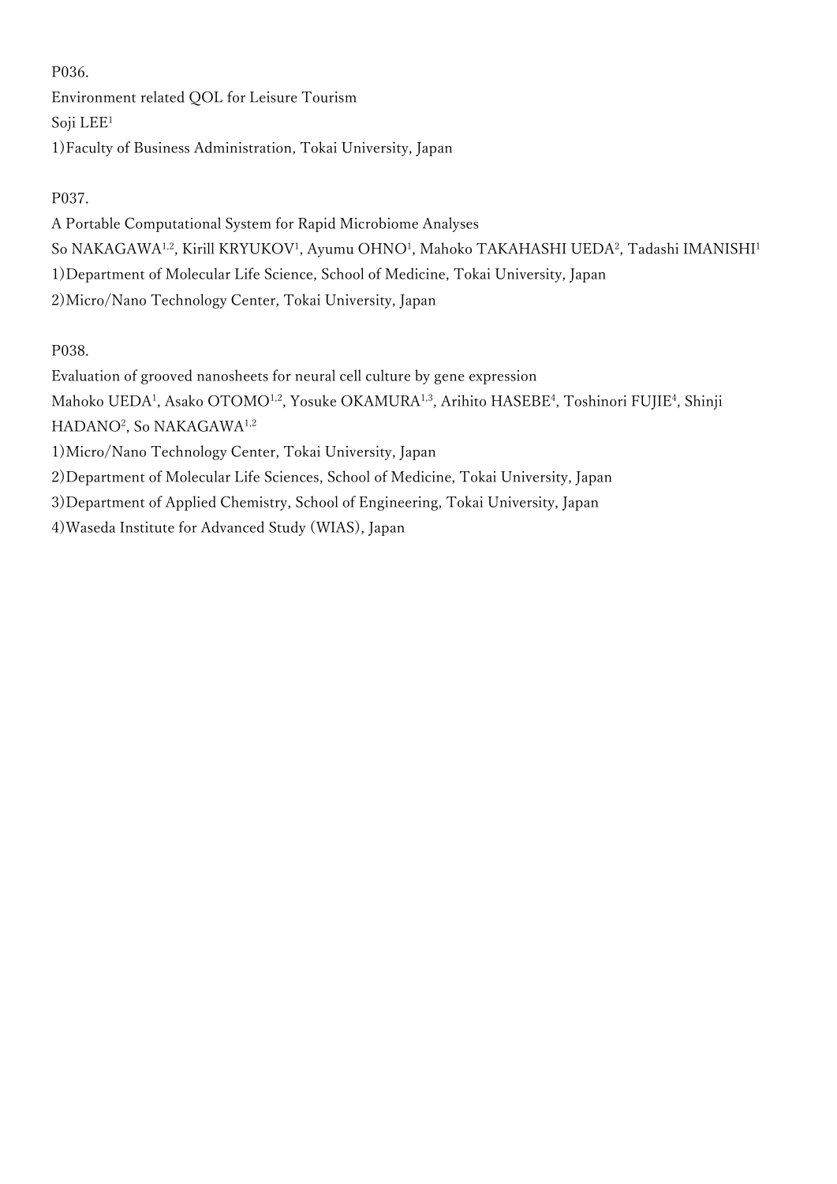P036.
Environment related QOL for Leisure Tourism
Soji LEE[1]
1)Faculty of Business Administration, Tokai University, Japan

P037.
A Portable Computational System for Rapid Microbiome Analyses
So NAKAGAWA[1,2], Kirill KRYUKOV[1], Ayumu OHNO[1], Mahoko TAKAHASHI UEDA[2], Tadashi IMANISHI[1]
1)Department of Molecular Life Science, School of Medicine, Tokai University, Japan
2)Micro/Nano Technology Center, Tokai University, Japan

P038.
Evaluation of grooved nanosheets for neural cell culture by gene expression
Mahoko UEDA[1], Asako OTOMO[1,2], Yosuke OKAMURA[1,3], Arihito HASEBE[4], Toshinori FUJIE[4], Shinji HADANO[2], So NAKAGAWA[1,2]
1)Micro/Nano Technology Center, Tokai University, Japan
2)Department of Molecular Life Sciences, School of Medicine, Tokai University, Japan
3)Department of Applied Chemistry, School of Engineering, Tokai University, Japan
4)Waseda Institute for Advanced Study (WIAS), Japan